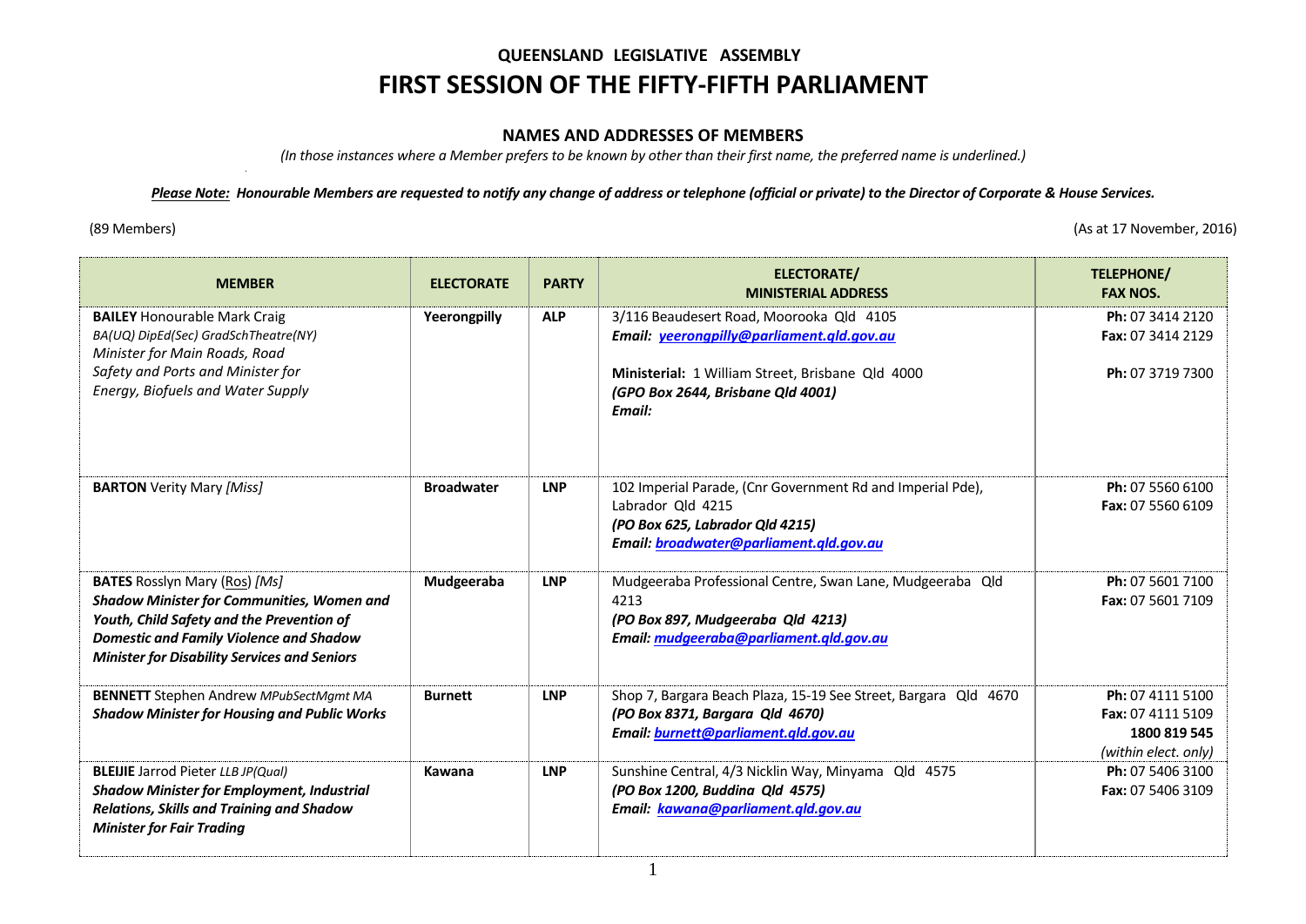# QUEENSLAND LEGISLATIVE ASSEMBLY

# FIRST SESSION OF THE FIFTY-FIFTH PARLIAMENT

## NAMES AND ADDRESSES OF MEMBERS

*(In those instances where a Member prefers to be known by other than their first name, the preferred name is underlined.)*

***Please Note:** Honourable Members are requested to notify any change of address or telephone (official or private) to the Director of Corporate & House Services.*

(89 Members) (As at 17 November, 2016)

| MEMBER | ELECTORATE | PARTY | ELECTORATE/ MINISTERIAL ADDRESS | TELEPHONE/ FAX NOS. |
|---|---|---|---|---|
| **BAILEY** Honourable Mark Craig<br>*BA(UQ) DipEd(Sec) GradSchTheatre(NY)*<br>*Minister for Main Roads, Road Safety and Ports and Minister for Energy, Biofuels and Water Supply* | **Yeerongpilly** | **ALP** | 3/116 Beaudesert Road, Moorooka Qld 4105<br>***Email: yeerongpilly@parliament.qld.gov.au***<br><br>**Ministerial:** 1 William Street, Brisbane Qld 4000<br>***(GPO Box 2644, Brisbane Qld 4001)***<br>***Email:*** | **Ph:** 07 3414 2120<br>**Fax:** 07 3414 2129<br><br>**Ph:** 07 3719 7300 |
| **BARTON** Verity Mary *[Miss]* | **Broadwater** | **LNP** | 102 Imperial Parade, (Cnr Government Rd and Imperial Pde), Labrador Qld 4215<br>***(PO Box 625, Labrador Qld 4215)***<br>***Email: broadwater@parliament.qld.gov.au*** | **Ph:** 07 5560 6100<br>**Fax:** 07 5560 6109 |
| **BATES** Rosslyn Mary (Ros) *[Ms]*<br>***Shadow Minister for Communities, Women and Youth, Child Safety and the Prevention of Domestic and Family Violence and Shadow Minister for Disability Services and Seniors*** | **Mudgeeraba** | **LNP** | Mudgeeraba Professional Centre, Swan Lane, Mudgeeraba Qld 4213<br>***(PO Box 897, Mudgeeraba Qld 4213)***<br>***Email: mudgeeraba@parliament.qld.gov.au*** | **Ph:** 07 5601 7100<br>**Fax:** 07 5601 7109 |
| **BENNETT** Stephen Andrew *MPubSectMgmt MA*<br>***Shadow Minister for Housing and Public Works*** | **Burnett** | **LNP** | Shop 7, Bargara Beach Plaza, 15-19 See Street, Bargara Qld 4670<br>***(PO Box 8371, Bargara Qld 4670)***<br>***Email: burnett@parliament.qld.gov.au*** | **Ph:** 07 4111 5100<br>**Fax:** 07 4111 5109<br>**1800 819 545**<br>*(within elect. only)* |
| **BLEIJIE** Jarrod Pieter *LLB JP(Qual)*<br>***Shadow Minister for Employment, Industrial Relations, Skills and Training and Shadow Minister for Fair Trading*** | **Kawana** | **LNP** | Sunshine Central, 4/3 Nicklin Way, Minyama Qld 4575<br>***(PO Box 1200, Buddina Qld 4575)***<br>***Email: kawana@parliament.qld.gov.au*** | **Ph:** 07 5406 3100<br>**Fax:** 07 5406 3109 |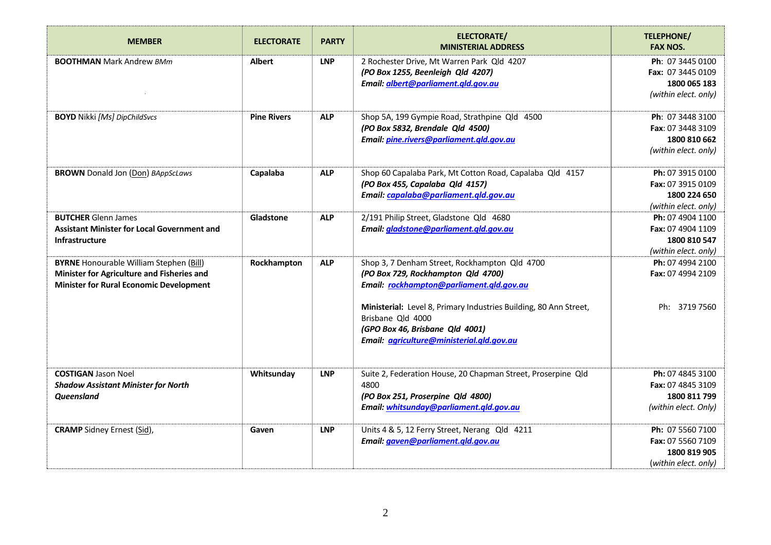| MEMBER | ELECTORATE | PARTY | ELECTORATE/ MINISTERIAL ADDRESS | TELEPHONE/ FAX NOS. |
|---|---|---|---|---|
| **BOOTHMAN** Mark Andrew *BMm* | **Albert** | **LNP** | 2 Rochester Drive, Mt Warren Park Qld 4207<br>***(PO Box 1255, Beenleigh Qld 4207)***<br>***Email: albert@parliament.qld.gov.au*** | **Ph**: 07 3445 0100<br>**Fax**: 07 3445 0109<br>**1800 065 183**<br>*(within elect. only)* |
| **BOYD** Nikki *[Ms] DipChildSvcs* | **Pine Rivers** | **ALP** | Shop 5A, 199 Gympie Road, Strathpine Qld 4500<br>***(PO Box 5832, Brendale Qld 4500)***<br>***Email: pine.rivers@parliament.qld.gov.au*** | **Ph**: 07 3448 3100<br>**Fax**: 07 3448 3109<br>**1800 810 662**<br>*(within elect. only)* |
| **BROWN** Donald Jon (Don) *BAppScLaws* | **Capalaba** | **ALP** | Shop 60 Capalaba Park, Mt Cotton Road, Capalaba Qld 4157<br>***(PO Box 455, Capalaba Qld 4157)***<br>***Email: capalaba@parliament.qld.gov.au*** | **Ph:** 07 3915 0100<br>**Fax:** 07 3915 0109<br>**1800 224 650**<br>*(within elect. only)* |
| **BUTCHER** Glenn James<br>**Assistant Minister for Local Government and Infrastructure** | **Gladstone** | **ALP** | 2/191 Philip Street, Gladstone Qld 4680<br>***Email: gladstone@parliament.qld.gov.au*** | **Ph:** 07 4904 1100<br>**Fax:** 07 4904 1109<br>**1800 810 547**<br>*(within elect. only)* |
| **BYRNE** Honourable William Stephen (Bill)<br>**Minister for Agriculture and Fisheries and Minister for Rural Economic Development** | **Rockhampton** | **ALP** | Shop 3, 7 Denham Street, Rockhampton Qld 4700<br>***(PO Box 729, Rockhampton Qld 4700)***<br>***Email: rockhampton@parliament.qld.gov.au***<br><br>**Ministerial:** Level 8, Primary Industries Building, 80 Ann Street, Brisbane Qld 4000<br>***(GPO Box 46, Brisbane Qld 4001)***<br>***Email: agriculture@ministerial.qld.gov.au*** | **Ph:** 07 4994 2100<br>**Fax:** 07 4994 2109<br><br>Ph: 3719 7560 |
| **COSTIGAN** Jason Noel<br>***Shadow Assistant Minister for North Queensland*** | **Whitsunday** | **LNP** | Suite 2, Federation House, 20 Chapman Street, Proserpine Qld 4800<br>***(PO Box 251, Proserpine Qld 4800)***<br>***Email: whitsunday@parliament.qld.gov.au*** | **Ph:** 07 4845 3100<br>**Fax:** 07 4845 3109<br>**1800 811 799**<br>*(within elect. Only)* |
| **CRAMP** Sidney Ernest (Sid), | **Gaven** | **LNP** | Units 4 & 5, 12 Ferry Street, Nerang Qld 4211<br>***Email: gaven@parliament.qld.gov.au*** | **Ph:** 07 5560 7100<br>**Fax:** 07 5560 7109<br>**1800 819 905**<br>(*within elect. only)* |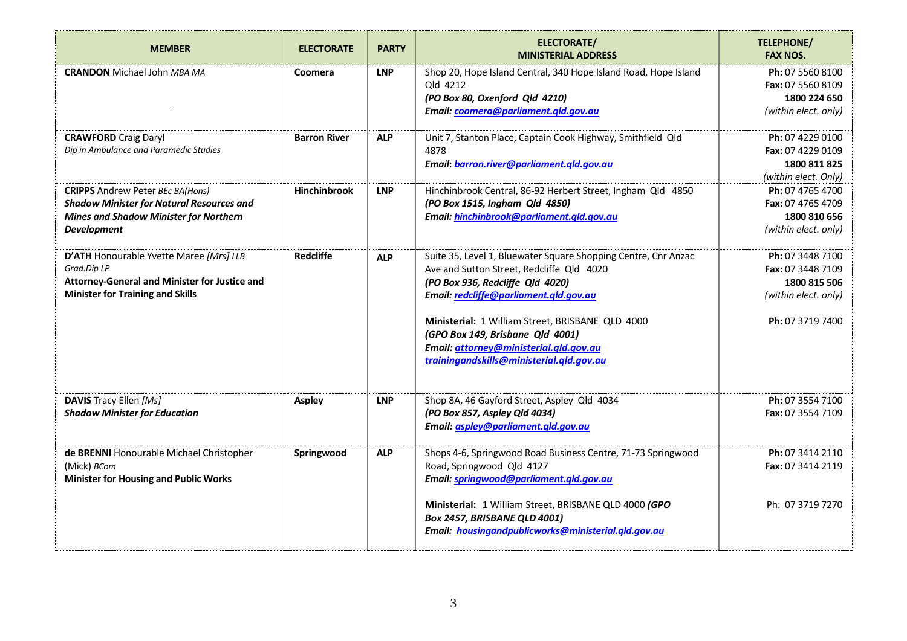| MEMBER | ELECTORATE | PARTY | ELECTORATE/ MINISTERIAL ADDRESS | TELEPHONE/ FAX NOS. |
|---|---|---|---|---|
| **CRANDON** Michael John *MBA MA* | **Coomera** | **LNP** | Shop 20, Hope Island Central, 340 Hope Island Road, Hope Island Qld 4212<br>***(PO Box 80, Oxenford Qld 4210)***<br>***Email: coomera@parliament.qld.gov.au*** | **Ph:** 07 5560 8100<br>**Fax:** 07 5560 8109<br>**1800 224 650**<br>*(within elect. only)* |
| **CRAWFORD** Craig Daryl<br>*Dip in Ambulance and Paramedic Studies* | **Barron River** | **ALP** | Unit 7, Stanton Place, Captain Cook Highway, Smithfield Qld 4878<br>***Email: barron.river@parliament.qld.gov.au*** | **Ph:** 07 4229 0100<br>**Fax:** 07 4229 0109<br>**1800 811 825**<br>*(within elect. Only)* |
| **CRIPPS** Andrew Peter *BEc BA(Hons)*<br>***Shadow Minister for Natural Resources and Mines and Shadow Minister for Northern Development*** | **Hinchinbrook** | **LNP** | Hinchinbrook Central, 86-92 Herbert Street, Ingham Qld 4850<br>***(PO Box 1515, Ingham Qld 4850)***<br>***Email: hinchinbrook@parliament.qld.gov.au*** | **Ph:** 07 4765 4700<br>**Fax:** 07 4765 4709<br>**1800 810 656**<br>*(within elect. only)* |
| **D'ATH** Honourable Yvette Maree *[Mrs] LLB Grad.Dip LP*<br>**Attorney-General and Minister for Justice and Minister for Training and Skills** | **Redcliffe** | **ALP** | Suite 35, Level 1, Bluewater Square Shopping Centre, Cnr Anzac Ave and Sutton Street, Redcliffe Qld 4020<br>***(PO Box 936, Redcliffe Qld 4020)***<br>***Email: redcliffe@parliament.qld.gov.au***<br><br>**Ministerial:** 1 William Street, BRISBANE QLD 4000<br>***(GPO Box 149, Brisbane Qld 4001)***<br>***Email: attorney@ministerial.qld.gov.au***<br>***trainingandskills@ministerial.qld.gov.au*** | **Ph:** 07 3448 7100<br>**Fax:** 07 3448 7109<br>**1800 815 506**<br>*(within elect. only)*<br><br>**Ph:** 07 3719 7400 |
| **DAVIS** Tracy Ellen *[Ms]*<br>***Shadow Minister for Education*** | **Aspley** | **LNP** | Shop 8A, 46 Gayford Street, Aspley Qld 4034<br>***(PO Box 857, Aspley Qld 4034)***<br>***Email: aspley@parliament.qld.gov.au*** | **Ph:** 07 3554 7100<br>**Fax:** 07 3554 7109 |
| **de BRENNI** Honourable Michael Christopher (Mick) *BCom*<br>**Minister for Housing and Public Works** | **Springwood** | **ALP** | Shops 4-6, Springwood Road Business Centre, 71-73 Springwood Road, Springwood Qld 4127<br>***Email: springwood@parliament.qld.gov.au***<br><br>**Ministerial:** 1 William Street, BRISBANE QLD 4000 ***(GPO Box 2457, BRISBANE QLD 4001)***<br>***Email: housingandpublicworks@ministerial.qld.gov.au*** | **Ph:** 07 3414 2110<br>**Fax:** 07 3414 2119<br><br>Ph: 07 3719 7270 |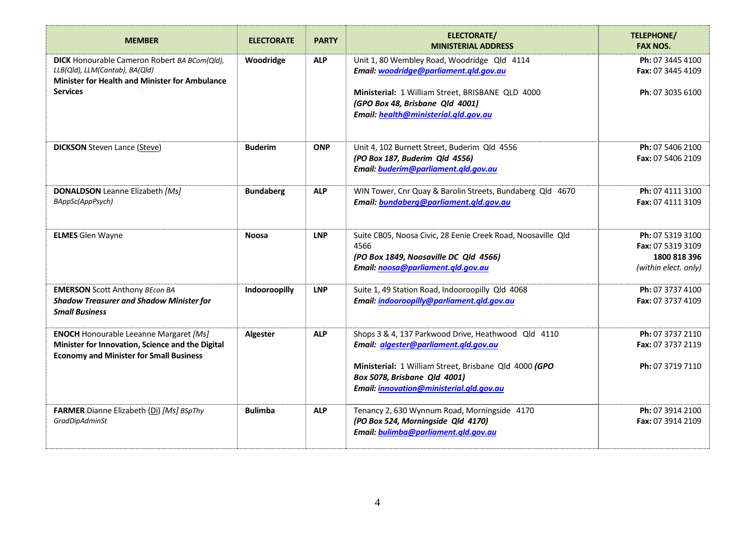| MEMBER | ELECTORATE | PARTY | ELECTORATE/ MINISTERIAL ADDRESS | TELEPHONE/ FAX NOS. |
|---|---|---|---|---|
| **DICK** Honourable Cameron Robert *BA BCom(Qld), LLB(Qld), LLM(Cantab), BA(Qld)* **Minister for Health and Minister for Ambulance Services** | **Woodridge** | **ALP** | Unit 1, 80 Wembley Road, Woodridge Qld 4114 ***Email: woodridge@parliament.qld.gov.au*** **Ministerial:** 1 William Street, BRISBANE QLD 4000 ***(GPO Box 48, Brisbane Qld 4001)*** ***Email: health@ministerial.qld.gov.au*** | **Ph:** 07 3445 4100 **Fax:** 07 3445 4109 **Ph**: 07 3035 6100 |
| **DICKSON** Steven Lance (Steve) | **Buderim** | **ONP** | Unit 4, 102 Burnett Street, Buderim Qld 4556 ***(PO Box 187, Buderim Qld 4556)*** ***Email: buderim@parliament.qld.gov.au*** | **Ph:** 07 5406 2100 **Fax:** 07 5406 2109 |
| **DONALDSON** Leanne Elizabeth *[Ms] BAppSc(AppPsych)* | **Bundaberg** | **ALP** | WIN Tower, Cnr Quay & Barolin Streets, Bundaberg Qld 4670 ***Email: bundaberg@parliament.qld.gov.au*** | **Ph:** 07 4111 3100 **Fax:** 07 4111 3109 |
| **ELMES** Glen Wayne | **Noosa** | **LNP** | Suite CB05, Noosa Civic, 28 Eenie Creek Road, Noosaville Qld 4566 ***(PO Box 1849, Noosaville DC Qld 4566)*** ***Email: noosa@parliament.qld.gov.au*** | **Ph:** 07 5319 3100 **Fax:** 07 5319 3109 **1800 818 396** *(within elect. only)* |
| **EMERSON** Scott Anthony *BEcon BA* ***Shadow Treasurer and Shadow Minister for Small Business*** | **Indooroopilly** | **LNP** | Suite 1, 49 Station Road, Indooroopilly Qld 4068 ***Email: indooroopilly@parliament.qld.gov.au*** | **Ph:** 07 3737 4100 **Fax:** 07 3737 4109 |
| **ENOCH** Honourable Leeanne Margaret *[Ms]* **Minister for Innovation, Science and the Digital Economy and Minister for Small Business** | **Algester** | **ALP** | Shops 3 & 4, 137 Parkwood Drive, Heathwood Qld 4110 ***Email: algester@parliament.qld.gov.au*** **Ministerial:** 1 William Street, Brisbane Qld 4000 ***(GPO Box 5078, Brisbane Qld 4001)*** ***Email: innovation@ministerial.qld.gov.au*** | **Ph:** 07 3737 2110 **Fax:** 07 3737 2119 **Ph:** 07 3719 7110 |
| **FARMER** Dianne Elizabeth (Di) *[Ms] BSpThy GradDipAdminSt* | **Bulimba** | **ALP** | Tenancy 2, 630 Wynnum Road, Morningside 4170 ***(PO Box 524, Morningside Qld 4170)*** ***Email: bulimba@parliament.qld.gov.au*** | **Ph:** 07 3914 2100 **Fax:** 07 3914 2109 |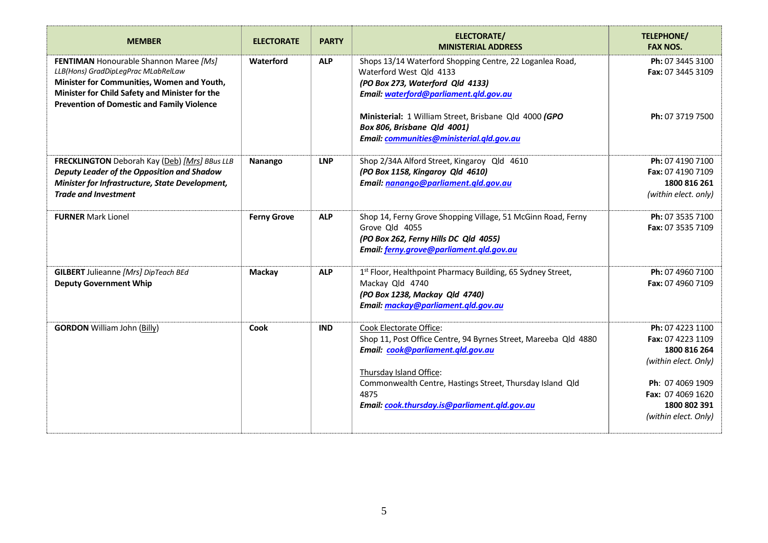| MEMBER | ELECTORATE | PARTY | ELECTORATE/ MINISTERIAL ADDRESS | TELEPHONE/ FAX NOS. |
|---|---|---|---|---|
| **FENTIMAN** Honourable Shannon Maree *[Ms] LLB(Hons) GradDipLegPrac MLabRelLaw* **Minister for Communities, Women and Youth, Minister for Child Safety and Minister for the Prevention of Domestic and Family Violence** | **Waterford** | **ALP** | Shops 13/14 Waterford Shopping Centre, 22 Loganlea Road, Waterford West Qld 4133 ***(PO Box 273, Waterford Qld 4133)*** ***Email: waterford@parliament.qld.gov.au*** **Ministerial:** 1 William Street, Brisbane Qld 4000 ***(GPO Box 806, Brisbane Qld 4001)*** ***Email: communities@ministerial.qld.gov.au*** | **Ph:** 07 3445 3100 **Fax:** 07 3445 3109 **Ph:** 07 3719 7500 |
| **FRECKLINGTON** Deborah Kay (Deb) *[Mrs] BBus LLB* ***Deputy Leader of the Opposition and Shadow Minister for Infrastructure, State Development, Trade and Investment*** | **Nanango** | **LNP** | Shop 2/34A Alford Street, Kingaroy Qld 4610 ***(PO Box 1158, Kingaroy Qld 4610)*** ***Email: nanango@parliament.qld.gov.au*** | **Ph:** 07 4190 7100 **Fax:** 07 4190 7109 **1800 816 261** *(within elect. only)* |
| **FURNER** Mark Lionel | **Ferny Grove** | **ALP** | Shop 14, Ferny Grove Shopping Village, 51 McGinn Road, Ferny Grove Qld 4055 ***(PO Box 262, Ferny Hills DC Qld 4055)*** ***Email: ferny.grove@parliament.qld.gov.au*** | **Ph:** 07 3535 7100 **Fax:** 07 3535 7109 |
| **GILBERT** Julieanne *[Mrs] DipTeach BEd* **Deputy Government Whip** | **Mackay** | **ALP** | 1st Floor, Healthpoint Pharmacy Building, 65 Sydney Street, Mackay Qld 4740 ***(PO Box 1238, Mackay Qld 4740)*** ***Email: mackay@parliament.qld.gov.au*** | **Ph:** 07 4960 7100 **Fax:** 07 4960 7109 |
| **GORDON** William John (Billy) | **Cook** | **IND** | Cook Electorate Office: Shop 11, Post Office Centre, 94 Byrnes Street, Mareeba Qld 4880 ***Email: cook@parliament.qld.gov.au*** Thursday Island Office: Commonwealth Centre, Hastings Street, Thursday Island Qld 4875 ***Email: cook.thursday.is@parliament.qld.gov.au*** | **Ph:** 07 4223 1100 **Fax:** 07 4223 1109 **1800 816 264** *(within elect. Only)* **Ph**: 07 4069 1909 **Fax:** 07 4069 1620 **1800 802 391** *(within elect. Only)* |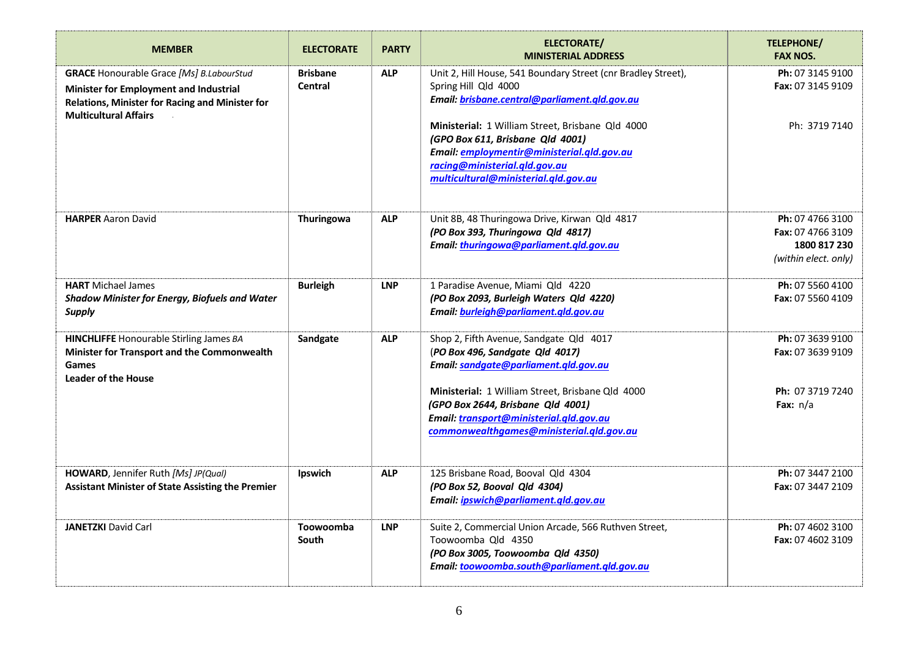| MEMBER | ELECTORATE | PARTY | ELECTORATE/ MINISTERIAL ADDRESS | TELEPHONE/ FAX NOS. |
|---|---|---|---|---|
| **GRACE** Honourable Grace *[Ms] B.LabourStud*<br>**Minister for Employment and Industrial Relations, Minister for Racing and Minister for Multicultural Affairs** | **Brisbane Central** | **ALP** | Unit 2, Hill House, 541 Boundary Street (cnr Bradley Street), Spring Hill Qld 4000<br>***Email: brisbane.central@parliament.qld.gov.au***<br><br>**Ministerial:** 1 William Street, Brisbane Qld 4000<br>***(GPO Box 611, Brisbane Qld 4001)***<br>***Email: employmentir@ministerial.qld.gov.au***<br>***racing@ministerial.qld.gov.au***<br>***multicultural@ministerial.qld.gov.au*** | **Ph:** 07 3145 9100<br>**Fax:** 07 3145 9109<br><br>Ph: 3719 7140 |
| **HARPER** Aaron David | **Thuringowa** | **ALP** | Unit 8B, 48 Thuringowa Drive, Kirwan Qld 4817<br>***(PO Box 393, Thuringowa Qld 4817)***<br>***Email: thuringowa@parliament.qld.gov.au*** | **Ph:** 07 4766 3100<br>**Fax:** 07 4766 3109<br>**1800 817 230**<br>*(within elect. only)* |
| **HART** Michael James<br>***Shadow Minister for Energy, Biofuels and Water Supply*** | **Burleigh** | **LNP** | 1 Paradise Avenue, Miami Qld 4220<br>***(PO Box 2093, Burleigh Waters Qld 4220)***<br>***Email: burleigh@parliament.qld.gov.au*** | **Ph:** 07 5560 4100<br>**Fax:** 07 5560 4109 |
| **HINCHLIFFE** Honourable Stirling James *BA*<br>**Minister for Transport and the Commonwealth Games**<br>**Leader of the House** | **Sandgate** | **ALP** | Shop 2, Fifth Avenue, Sandgate Qld 4017<br>(***PO Box 496, Sandgate Qld 4017)***<br>***Email: sandgate@parliament.qld.gov.au***<br><br>**Ministerial:** 1 William Street, Brisbane Qld 4000<br>***(GPO Box 2644, Brisbane Qld 4001)***<br>***Email: transport@ministerial.qld.gov.au***<br>***commonwealthgames@ministerial.qld.gov.au*** | **Ph:** 07 3639 9100<br>**Fax:** 07 3639 9109<br><br>**Ph:** 07 3719 7240<br>**Fax:** n/a |
| **HOWARD**, Jennifer Ruth *[Ms] JP(Qual)*<br>**Assistant Minister of State Assisting the Premier** | **Ipswich** | **ALP** | 125 Brisbane Road, Booval Qld 4304<br>***(PO Box 52, Booval Qld 4304)***<br>***Email: ipswich@parliament.qld.gov.au*** | **Ph:** 07 3447 2100<br>**Fax:** 07 3447 2109 |
| **JANETZKI** David Carl | **Toowoomba South** | **LNP** | Suite 2, Commercial Union Arcade, 566 Ruthven Street, Toowoomba Qld 4350<br>***(PO Box 3005, Toowoomba Qld 4350)***<br>***Email: toowoomba.south@parliament.qld.gov.au*** | **Ph:** 07 4602 3100<br>**Fax:** 07 4602 3109 |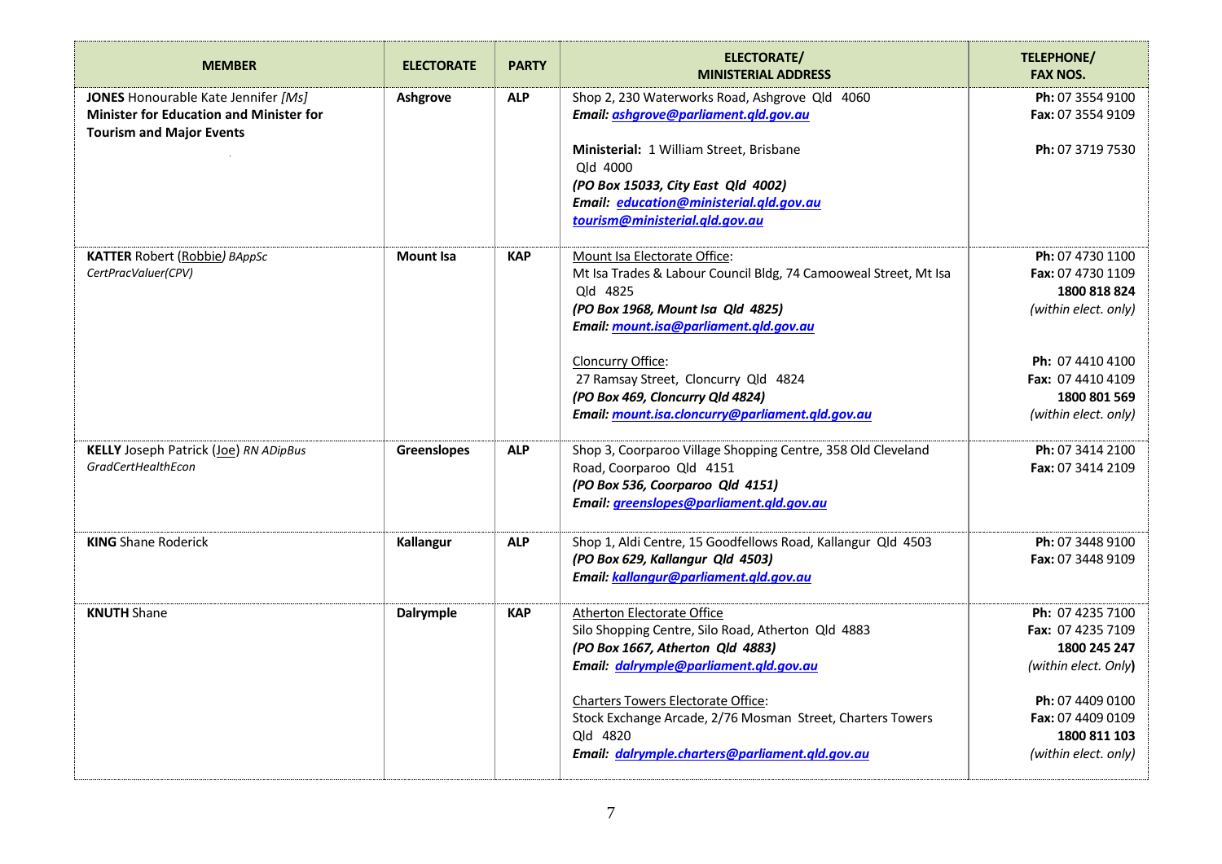| MEMBER | ELECTORATE | PARTY | ELECTORATE/ MINISTERIAL ADDRESS | TELEPHONE/ FAX NOS. |
|---|---|---|---|---|
| **JONES** Honourable Kate Jennifer *[Ms]* **Minister for Education and Minister for Tourism and Major Events** | **Ashgrove** | **ALP** | Shop 2, 230 Waterworks Road, Ashgrove Qld 4060 ***Email: ashgrove@parliament.qld.gov.au*** **Ministerial:** 1 William Street, Brisbane Qld 4000 ***(PO Box 15033, City East Qld 4002)*** ***Email: education@ministerial.qld.gov.au tourism@ministerial.qld.gov.au*** | **Ph:** 07 3554 9100 **Fax:** 07 3554 9109 **Ph:** 07 3719 7530 |
| **KATTER** Robert (Robbie) *BAppSc CertPracValuer(CPV)* | **Mount Isa** | **KAP** | Mount Isa Electorate Office: Mt Isa Trades & Labour Council Bldg, 74 Camooweal Street, Mt Isa Qld 4825 ***(PO Box 1968, Mount Isa Qld 4825)*** ***Email: mount.isa@parliament.qld.gov.au*** Cloncurry Office: 27 Ramsay Street, Cloncurry Qld 4824 ***(PO Box 469, Cloncurry Qld 4824)*** ***Email: mount.isa.cloncurry@parliament.qld.gov.au*** | **Ph:** 07 4730 1100 **Fax:** 07 4730 1109 **1800 818 824** *(within elect. only)* **Ph:** 07 4410 4100 **Fax:** 07 4410 4109 **1800 801 569** *(within elect. only)* |
| **KELLY** Joseph Patrick (Joe) *RN ADipBus GradCertHealthEcon* | **Greenslopes** | **ALP** | Shop 3, Coorparoo Village Shopping Centre, 358 Old Cleveland Road, Coorparoo Qld 4151 ***(PO Box 536, Coorparoo Qld 4151)*** ***Email: greenslopes@parliament.qld.gov.au*** | **Ph:** 07 3414 2100 **Fax:** 07 3414 2109 |
| **KING** Shane Roderick | **Kallangur** | **ALP** | Shop 1, Aldi Centre, 15 Goodfellows Road, Kallangur Qld 4503 ***(PO Box 629, Kallangur Qld 4503)*** ***Email: kallangur@parliament.qld.gov.au*** | **Ph:** 07 3448 9100 **Fax:** 07 3448 9109 |
| **KNUTH** Shane | **Dalrymple** | **KAP** | Atherton Electorate Office Silo Shopping Centre, Silo Road, Atherton Qld 4883 ***(PO Box 1667, Atherton Qld 4883)*** ***Email: dalrymple@parliament.qld.gov.au*** Charters Towers Electorate Office: Stock Exchange Arcade, 2/76 Mosman Street, Charters Towers Qld 4820 ***Email: dalrymple.charters@parliament.qld.gov.au*** | **Ph:** 07 4235 7100 **Fax:** 07 4235 7109 **1800 245 247** *(within elect. Only)* **Ph:** 07 4409 0100 **Fax:** 07 4409 0109 **1800 811 103** *(within elect. only)* |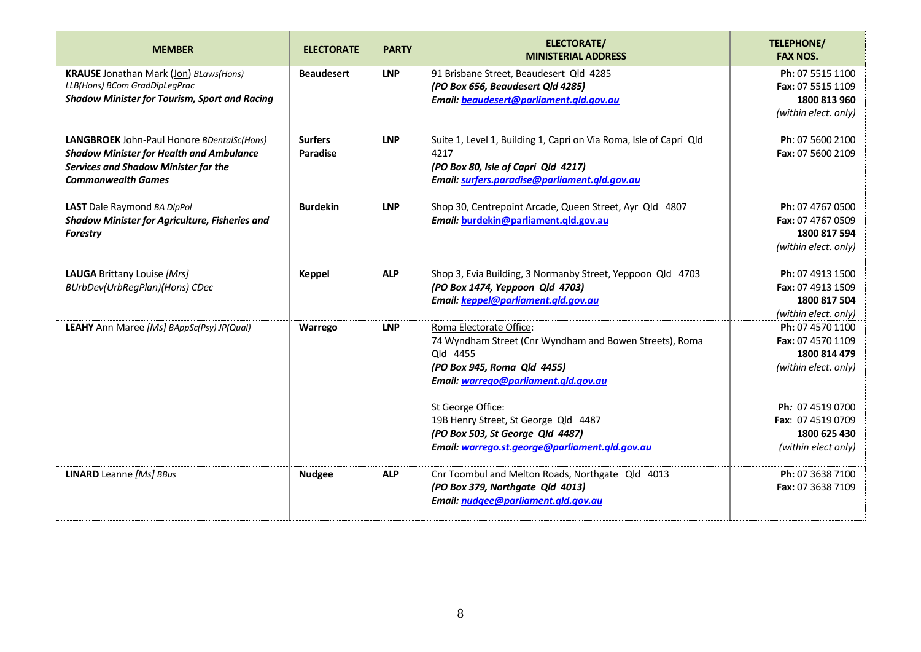| MEMBER | ELECTORATE | PARTY | ELECTORATE/ MINISTERIAL ADDRESS | TELEPHONE/ FAX NOS. |
|---|---|---|---|---|
| **KRAUSE** Jonathan Mark (Jon) *BLaws(Hons) LLB(Hons) BCom GradDipLegPrac* ***Shadow Minister for Tourism, Sport and Racing*** | **Beaudesert** | **LNP** | 91 Brisbane Street, Beaudesert Qld 4285 ***(PO Box 656, Beaudesert Qld 4285)*** ***Email: beaudesert@parliament.qld.gov.au*** | **Ph:** 07 5515 1100 **Fax:** 07 5515 1109 **1800 813 960** *(within elect. only)* |
| **LANGBROEK** John-Paul Honore *BDentalSc(Hons)* ***Shadow Minister for Health and Ambulance Services and Shadow Minister for the Commonwealth Games*** | **Surfers Paradise** | **LNP** | Suite 1, Level 1, Building 1, Capri on Via Roma, Isle of Capri Qld 4217 ***(PO Box 80, Isle of Capri Qld 4217)*** ***Email: surfers.paradise@parliament.qld.gov.au*** | **Ph**: 07 5600 2100 **Fax:** 07 5600 2109 |
| **LAST** Dale Raymond *BA DipPol* ***Shadow Minister for Agriculture, Fisheries and Forestry*** | **Burdekin** | **LNP** | Shop 30, Centrepoint Arcade, Queen Street, Ayr Qld 4807 ***Email:* burdekin@parliament.qld.gov.au** | **Ph:** 07 4767 0500 **Fax:** 07 4767 0509 **1800 817 594** *(within elect. only)* |
| **LAUGA** Brittany Louise *[Mrs] BUrbDev(UrbRegPlan)(Hons) CDec* | **Keppel** | **ALP** | Shop 3, Evia Building, 3 Normanby Street, Yeppoon Qld 4703 ***(PO Box 1474, Yeppoon Qld 4703)*** ***Email: keppel@parliament.qld.gov.au*** | **Ph:** 07 4913 1500 **Fax:** 07 4913 1509 **1800 817 504** *(within elect. only)* |
| **LEAHY** Ann Maree *[Ms] BAppSc(Psy) JP(Qual)* | **Warrego** | **LNP** | Roma Electorate Office: 74 Wyndham Street (Cnr Wyndham and Bowen Streets), Roma Qld 4455 ***(PO Box 945, Roma Qld 4455)*** ***Email: warrego@parliament.qld.gov.au*** <br><br> St George Office: 19B Henry Street, St George Qld 4487 ***(PO Box 503, St George Qld 4487)*** ***Email: warrego.st.george@parliament.qld.gov.au*** | **Ph:** 07 4570 1100 **Fax:** 07 4570 1109 **1800 814 479** *(within elect. only)* <br><br> **Ph:** 07 4519 0700 **Fax**: 07 4519 0709 **1800 625 430** *(within elect only)* |
| **LINARD** Leanne *[Ms] BBus* | **Nudgee** | **ALP** | Cnr Toombul and Melton Roads, Northgate Qld 4013 ***(PO Box 379, Northgate Qld 4013)*** ***Email: nudgee@parliament.qld.gov.au*** | **Ph:** 07 3638 7100 **Fax:** 07 3638 7109 |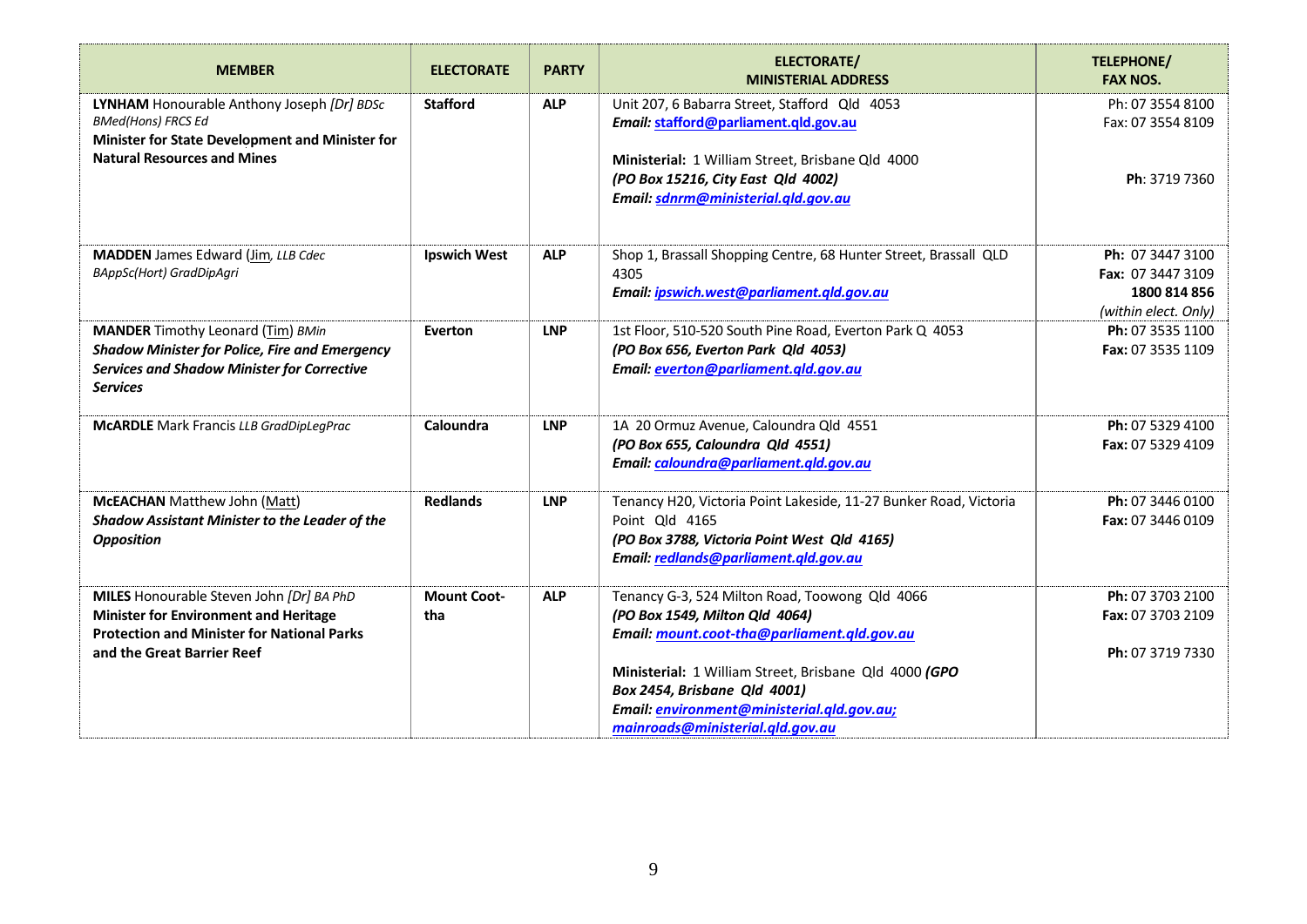| MEMBER | ELECTORATE | PARTY | ELECTORATE/ MINISTERIAL ADDRESS | TELEPHONE/ FAX NOS. |
|---|---|---|---|---|
| **LYNHAM** Honourable Anthony Joseph *[Dr] BDSc BMed(Hons) FRCS Ed* **Minister for State Development and Minister for Natural Resources and Mines** | **Stafford** | **ALP** | Unit 207, 6 Babarra Street, Stafford Qld 4053 ***Email:* stafford@parliament.qld.gov.au** **Ministerial:** 1 William Street, Brisbane Qld 4000 ***(PO Box 15216, City East Qld 4002)*** ***Email: sdnrm@ministerial.qld.gov.au*** | Ph: 07 3554 8100 Fax: 07 3554 8109 **Ph**: 3719 7360 |
| **MADDEN** James Edward (Jim, *LLB Cdec BAppSc(Hort) GradDipAgri*) | **Ipswich West** | **ALP** | Shop 1, Brassall Shopping Centre, 68 Hunter Street, Brassall QLD 4305 ***Email: ipswich.west@parliament.qld.gov.au*** | **Ph:** 07 3447 3100 **Fax:** 07 3447 3109 **1800 814 856** *(within elect. Only)* |
| **MANDER** Timothy Leonard (Tim) *BMin* ***Shadow Minister for Police, Fire and Emergency Services and Shadow Minister for Corrective Services*** | **Everton** | **LNP** | 1st Floor, 510-520 South Pine Road, Everton Park Q 4053 ***(PO Box 656, Everton Park Qld 4053)*** ***Email: everton@parliament.qld.gov.au*** | **Ph:** 07 3535 1100 **Fax:** 07 3535 1109 |
| **McARDLE** Mark Francis *LLB GradDipLegPrac* | **Caloundra** | **LNP** | 1A 20 Ormuz Avenue, Caloundra Qld 4551 ***(PO Box 655, Caloundra Qld 4551)*** ***Email: caloundra@parliament.qld.gov.au*** | **Ph:** 07 5329 4100 **Fax:** 07 5329 4109 |
| **McEACHAN** Matthew John (Matt) ***Shadow Assistant Minister to the Leader of the Opposition*** | **Redlands** | **LNP** | Tenancy H20, Victoria Point Lakeside, 11-27 Bunker Road, Victoria Point Qld 4165 ***(PO Box 3788, Victoria Point West Qld 4165)*** ***Email: redlands@parliament.qld.gov.au*** | **Ph:** 07 3446 0100 **Fax:** 07 3446 0109 |
| **MILES** Honourable Steven John *[Dr] BA PhD* **Minister for Environment and Heritage Protection and Minister for National Parks and the Great Barrier Reef** | **Mount Coot-tha** | **ALP** | Tenancy G-3, 524 Milton Road, Toowong Qld 4066 ***(PO Box 1549, Milton Qld 4064)*** ***Email: mount.coot-tha@parliament.qld.gov.au*** **Ministerial:** 1 William Street, Brisbane Qld 4000 ***(GPO Box 2454, Brisbane Qld 4001)*** ***Email: environment@ministerial.qld.gov.au; mainroads@ministerial.qld.gov.au*** | **Ph:** 07 3703 2100 **Fax:** 07 3703 2109 **Ph:** 07 3719 7330 |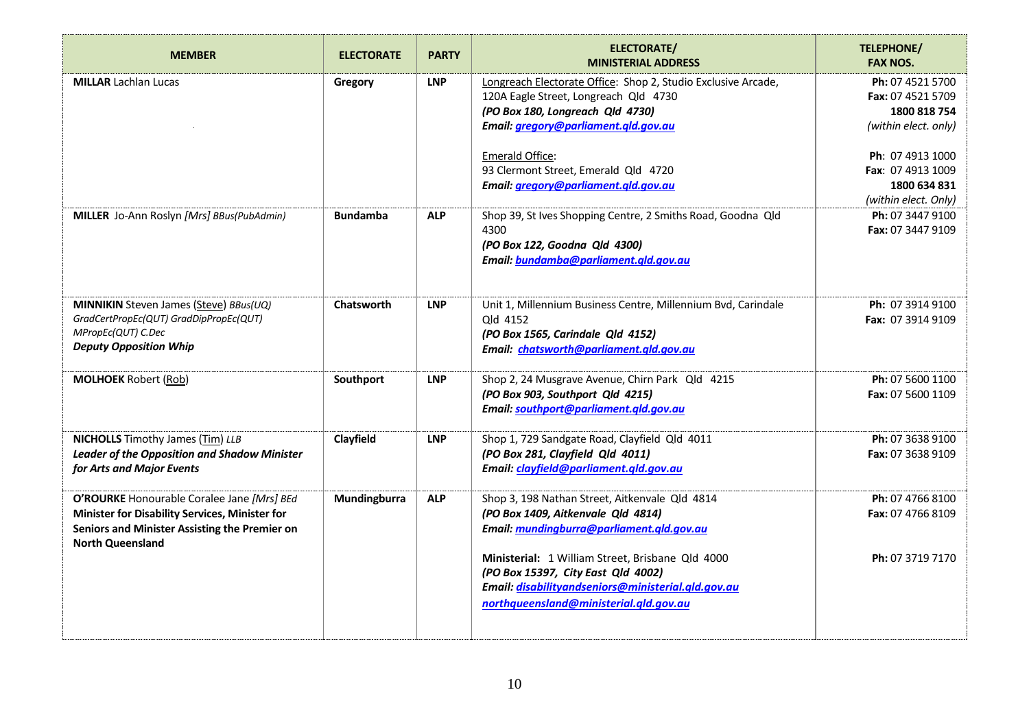| MEMBER | ELECTORATE | PARTY | ELECTORATE/ MINISTERIAL ADDRESS | TELEPHONE/ FAX NOS. |
|---|---|---|---|---|
| **MILLAR** Lachlan Lucas | **Gregory** | **LNP** | Longreach Electorate Office: Shop 2, Studio Exclusive Arcade, 120A Eagle Street, Longreach Qld 4730<br>***(PO Box 180, Longreach Qld 4730)***<br>***Email: gregory@parliament.qld.gov.au***<br><br>Emerald Office:<br>93 Clermont Street, Emerald Qld 4720<br>***Email: gregory@parliament.qld.gov.au*** | **Ph:** 07 4521 5700<br>**Fax:** 07 4521 5709<br>**1800 818 754**<br>*(within elect. only)*<br><br>**Ph**: 07 4913 1000<br>**Fax**: 07 4913 1009<br>**1800 634 831**<br>*(within elect. Only)* |
| **MILLER** Jo-Ann Roslyn *[Mrs] BBus(PubAdmin)* | **Bundamba** | **ALP** | Shop 39, St Ives Shopping Centre, 2 Smiths Road, Goodna Qld 4300<br>***(PO Box 122, Goodna Qld 4300)***<br>***Email: bundamba@parliament.qld.gov.au*** | **Ph:** 07 3447 9100<br>**Fax:** 07 3447 9109 |
| **MINNIKIN** Steven James (Steve) *BBus(UQ) GradCertPropEc(QUT) GradDipPropEc(QUT) MPropEc(QUT) C.Dec*<br>***Deputy Opposition Whip*** | **Chatsworth** | **LNP** | Unit 1, Millennium Business Centre, Millennium Bvd, Carindale Qld 4152<br>***(PO Box 1565, Carindale Qld 4152)***<br>***Email: chatsworth@parliament.qld.gov.au*** | **Ph:** 07 3914 9100<br>**Fax:** 07 3914 9109 |
| **MOLHOEK** Robert (Rob) | **Southport** | **LNP** | Shop 2, 24 Musgrave Avenue, Chirn Park Qld 4215<br>***(PO Box 903, Southport Qld 4215)***<br>***Email: southport@parliament.qld.gov.au*** | **Ph:** 07 5600 1100<br>**Fax:** 07 5600 1109 |
| **NICHOLLS** Timothy James (Tim) *LLB*<br>***Leader of the Opposition and Shadow Minister for Arts and Major Events*** | **Clayfield** | **LNP** | Shop 1, 729 Sandgate Road, Clayfield Qld 4011<br>***(PO Box 281, Clayfield Qld 4011)***<br>***Email: clayfield@parliament.qld.gov.au*** | **Ph:** 07 3638 9100<br>**Fax:** 07 3638 9109 |
| **O'ROURKE** Honourable Coralee Jane *[Mrs] BEd*<br>**Minister for Disability Services, Minister for Seniors and Minister Assisting the Premier on North Queensland** | **Mundingburra** | **ALP** | Shop 3, 198 Nathan Street, Aitkenvale Qld 4814<br>***(PO Box 1409, Aitkenvale Qld 4814)***<br>***Email: mundingburra@parliament.qld.gov.au***<br><br>**Ministerial:** 1 William Street, Brisbane Qld 4000<br>***(PO Box 15397, City East Qld 4002)***<br>***Email: disabilityandseniors@ministerial.qld.gov.au***<br>***northqueensland@ministerial.qld.gov.au*** | **Ph:** 07 4766 8100<br>**Fax:** 07 4766 8109<br><br>**Ph:** 07 3719 7170 |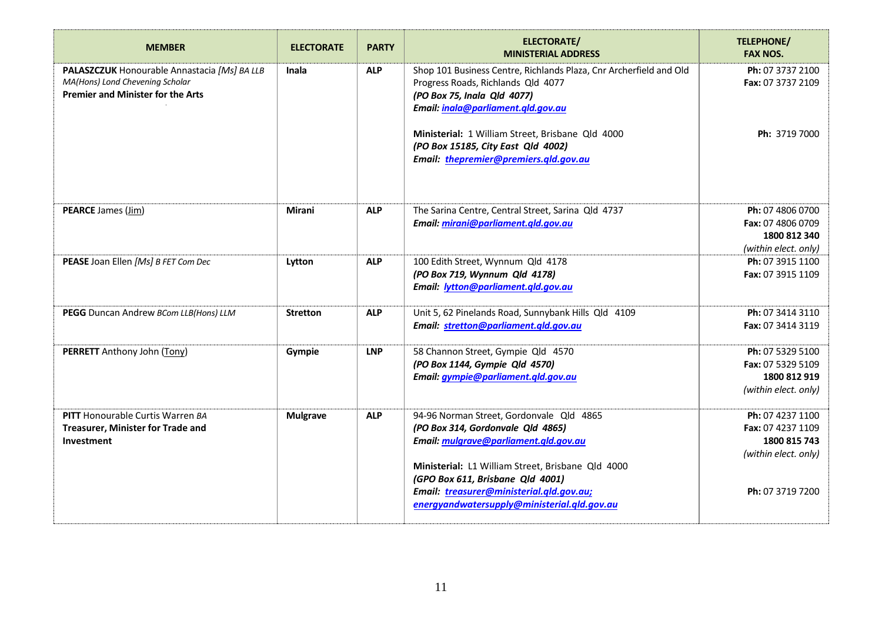| MEMBER | ELECTORATE | PARTY | ELECTORATE/ MINISTERIAL ADDRESS | TELEPHONE/ FAX NOS. |
|---|---|---|---|---|
| **PALASZCZUK** Honourable Annastacia *[Ms] BA LLB MA(Hons) Lond Chevening Scholar* **Premier and Minister for the Arts** | **Inala** | **ALP** | Shop 101 Business Centre, Richlands Plaza, Cnr Archerfield and Old Progress Roads, Richlands Qld 4077 ***(PO Box 75, Inala Qld 4077)*** ***Email: inala@parliament.qld.gov.au*** **Ministerial:** 1 William Street, Brisbane Qld 4000 ***(PO Box 15185, City East Qld 4002)*** ***Email: thepremier@premiers.qld.gov.au*** | **Ph:** 07 3737 2100 **Fax:** 07 3737 2109 **Ph:** 3719 7000 |
| **PEARCE** James (Jim) | **Mirani** | **ALP** | The Sarina Centre, Central Street, Sarina Qld 4737 ***Email: mirani@parliament.qld.gov.au*** | **Ph:** 07 4806 0700 **Fax:** 07 4806 0709 **1800 812 340** *(within elect. only)* |
| **PEASE** Joan Ellen *[Ms] B FET Com Dec* | **Lytton** | **ALP** | 100 Edith Street, Wynnum Qld 4178 ***(PO Box 719, Wynnum Qld 4178)*** ***Email: lytton@parliament.qld.gov.au*** | **Ph:** 07 3915 1100 **Fax:** 07 3915 1109 |
| **PEGG** Duncan Andrew *BCom LLB(Hons) LLM* | **Stretton** | **ALP** | Unit 5, 62 Pinelands Road, Sunnybank Hills Qld 4109 ***Email: stretton@parliament.qld.gov.au*** | **Ph:** 07 3414 3110 **Fax:** 07 3414 3119 |
| **PERRETT** Anthony John (Tony) | **Gympie** | **LNP** | 58 Channon Street, Gympie Qld 4570 ***(PO Box 1144, Gympie Qld 4570)*** ***Email: gympie@parliament.qld.gov.au*** | **Ph:** 07 5329 5100 **Fax:** 07 5329 5109 **1800 812 919** *(within elect. only)* |
| **PITT** Honourable Curtis Warren *BA* **Treasurer, Minister for Trade and Investment** | **Mulgrave** | **ALP** | 94-96 Norman Street, Gordonvale Qld 4865 ***(PO Box 314, Gordonvale Qld 4865)*** ***Email: mulgrave@parliament.qld.gov.au*** **Ministerial:** L1 William Street, Brisbane Qld 4000 ***(GPO Box 611, Brisbane Qld 4001)*** ***Email: treasurer@ministerial.qld.gov.au; energyandwatersupply@ministerial.qld.gov.au*** | **Ph:** 07 4237 1100 **Fax:** 07 4237 1109 **1800 815 743** *(within elect. only)* **Ph:** 07 3719 7200 |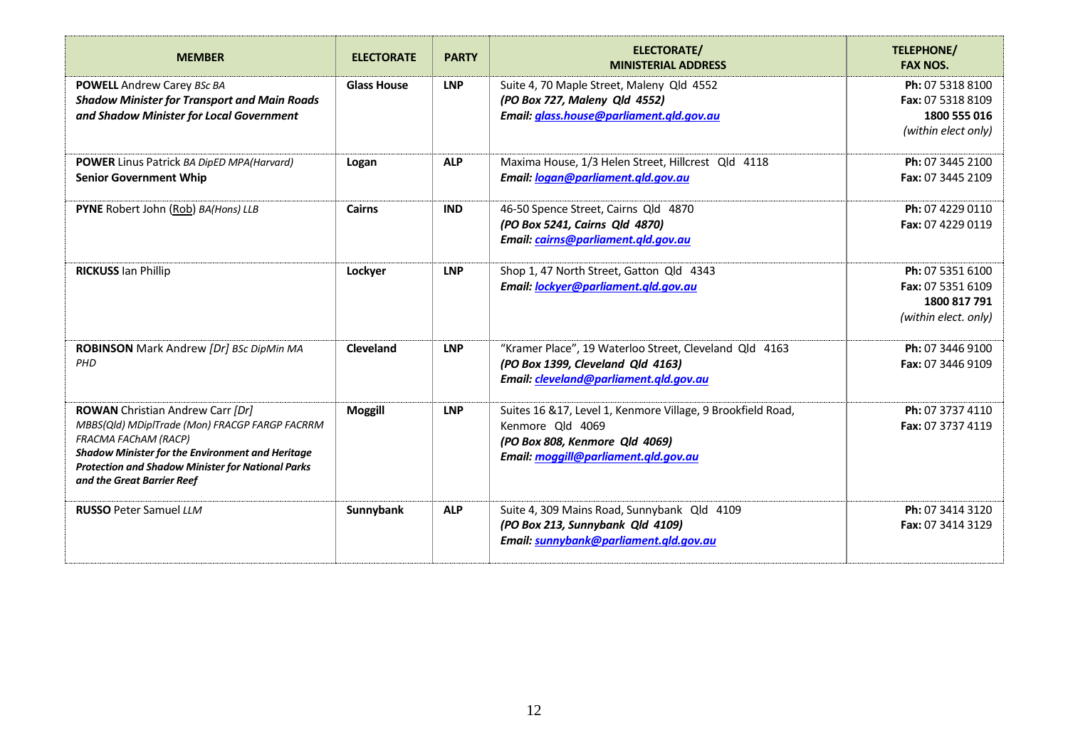| MEMBER | ELECTORATE | PARTY | ELECTORATE/ MINISTERIAL ADDRESS | TELEPHONE/ FAX NOS. |
|---|---|---|---|---|
| **POWELL** Andrew Carey *BSc BA*<br>***Shadow Minister for Transport and Main Roads and Shadow Minister for Local Government*** | **Glass House** | **LNP** | Suite 4, 70 Maple Street, Maleny Qld 4552<br>***(PO Box 727, Maleny Qld 4552)***<br>***Email: glass.house@parliament.qld.gov.au*** | **Ph:** 07 5318 8100<br>**Fax:** 07 5318 8109<br>**1800 555 016**<br>*(within elect only)* |
| **POWER** Linus Patrick *BA DipED MPA(Harvard)*<br>**Senior Government Whip** | **Logan** | **ALP** | Maxima House, 1/3 Helen Street, Hillcrest Qld 4118<br>***Email: logan@parliament.qld.gov.au*** | **Ph:** 07 3445 2100<br>**Fax:** 07 3445 2109 |
| **PYNE** Robert John (Rob) *BA(Hons) LLB* | **Cairns** | **IND** | 46-50 Spence Street, Cairns Qld 4870<br>***(PO Box 5241, Cairns Qld 4870)***<br>***Email: cairns@parliament.qld.gov.au*** | **Ph:** 07 4229 0110<br>**Fax:** 07 4229 0119 |
| **RICKUSS** Ian Phillip | **Lockyer** | **LNP** | Shop 1, 47 North Street, Gatton Qld 4343<br>***Email: lockyer@parliament.qld.gov.au*** | **Ph:** 07 5351 6100<br>**Fax:** 07 5351 6109<br>**1800 817 791**<br>*(within elect. only)* |
| **ROBINSON** Mark Andrew *[Dr] BSc DipMin MA PHD* | **Cleveland** | **LNP** | "Kramer Place", 19 Waterloo Street, Cleveland Qld 4163<br>***(PO Box 1399, Cleveland Qld 4163)***<br>***Email: cleveland@parliament.qld.gov.au*** | **Ph:** 07 3446 9100<br>**Fax:** 07 3446 9109 |
| **ROWAN** Christian Andrew Carr *[Dr] MBBS(Qld) MDiplTrade (Mon) FRACGP FARGP FACRRM FRACMA FAChAM (RACP)*<br>***Shadow Minister for the Environment and Heritage Protection and Shadow Minister for National Parks and the Great Barrier Reef*** | **Moggill** | **LNP** | Suites 16 &17, Level 1, Kenmore Village, 9 Brookfield Road, Kenmore Qld 4069<br>***(PO Box 808, Kenmore Qld 4069)***<br>***Email: moggill@parliament.qld.gov.au*** | **Ph:** 07 3737 4110<br>**Fax:** 07 3737 4119 |
| **RUSSO** Peter Samuel *LLM* | **Sunnybank** | **ALP** | Suite 4, 309 Mains Road, Sunnybank Qld 4109<br>***(PO Box 213, Sunnybank Qld 4109)***<br>***Email: sunnybank@parliament.qld.gov.au*** | **Ph:** 07 3414 3120<br>**Fax:** 07 3414 3129 |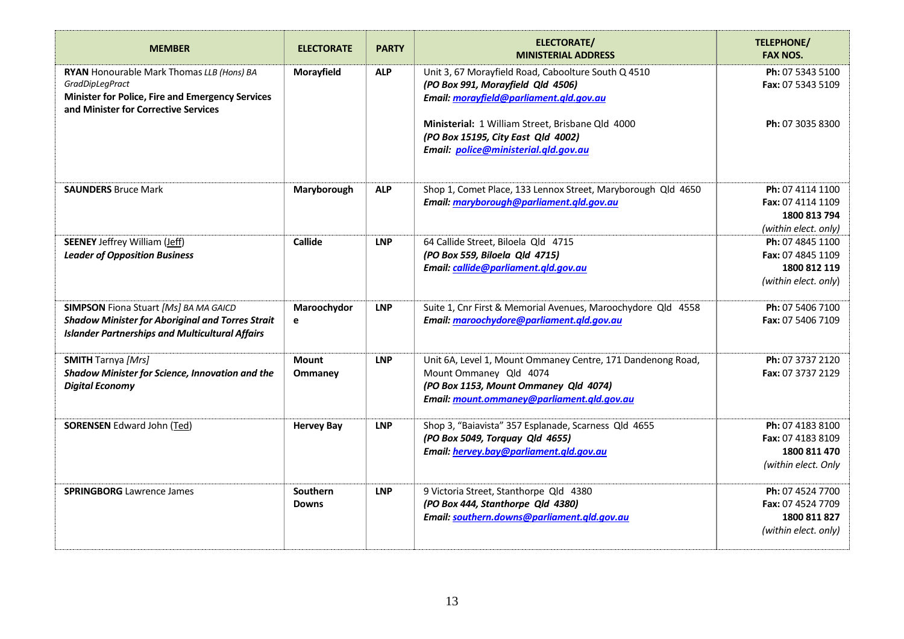| MEMBER | ELECTORATE | PARTY | ELECTORATE/ MINISTERIAL ADDRESS | TELEPHONE/ FAX NOS. |
|---|---|---|---|---|
| **RYAN** Honourable Mark Thomas *LLB (Hons) BA GradDipLegPract* **Minister for Police, Fire and Emergency Services and Minister for Corrective Services** | **Morayfield** | **ALP** | Unit 3, 67 Morayfield Road, Caboolture South Q 4510 ***(PO Box 991, Morayfield Qld 4506)*** ***Email: morayfield@parliament.qld.gov.au*** **Ministerial:** 1 William Street, Brisbane Qld 4000 ***(PO Box 15195, City East Qld 4002)*** ***Email: police@ministerial.qld.gov.au*** | **Ph:** 07 5343 5100 **Fax:** 07 5343 5109 **Ph:** 07 3035 8300 |
| **SAUNDERS** Bruce Mark | **Maryborough** | **ALP** | Shop 1, Comet Place, 133 Lennox Street, Maryborough Qld 4650 ***Email: maryborough@parliament.qld.gov.au*** | **Ph:** 07 4114 1100 **Fax:** 07 4114 1109 **1800 813 794** *(within elect. only)* |
| **SEENEY** Jeffrey William (Jeff) ***Leader of Opposition Business*** | **Callide** | **LNP** | 64 Callide Street, Biloela Qld 4715 ***(PO Box 559, Biloela Qld 4715)*** ***Email: callide@parliament.qld.gov.au*** | **Ph:** 07 4845 1100 **Fax:** 07 4845 1109 **1800 812 119** *(within elect. only)* |
| **SIMPSON** Fiona Stuart *[Ms] BA MA GAICD* ***Shadow Minister for Aboriginal and Torres Strait Islander Partnerships and Multicultural Affairs*** | **Maroochydore** | **LNP** | Suite 1, Cnr First & Memorial Avenues, Maroochydore Qld 4558 ***Email: maroochydore@parliament.qld.gov.au*** | **Ph:** 07 5406 7100 **Fax:** 07 5406 7109 |
| **SMITH** Tarnya *[Mrs]* ***Shadow Minister for Science, Innovation and the Digital Economy*** | **Mount Ommaney** | **LNP** | Unit 6A, Level 1, Mount Ommaney Centre, 171 Dandenong Road, Mount Ommaney Qld 4074 ***(PO Box 1153, Mount Ommaney Qld 4074)*** ***Email: mount.ommaney@parliament.qld.gov.au*** | **Ph:** 07 3737 2120 **Fax:** 07 3737 2129 |
| **SORENSEN** Edward John (Ted) | **Hervey Bay** | **LNP** | Shop 3, "Baiavista" 357 Esplanade, Scarness Qld 4655 ***(PO Box 5049, Torquay Qld 4655)*** ***Email: hervey.bay@parliament.qld.gov.au*** | **Ph:** 07 4183 8100 **Fax:** 07 4183 8109 **1800 811 470** *(within elect. Only* |
| **SPRINGBORG** Lawrence James | **Southern Downs** | **LNP** | 9 Victoria Street, Stanthorpe Qld 4380 ***(PO Box 444, Stanthorpe Qld 4380)*** ***Email: southern.downs@parliament.qld.gov.au*** | **Ph:** 07 4524 7700 **Fax:** 07 4524 7709 **1800 811 827** *(within elect. only)* |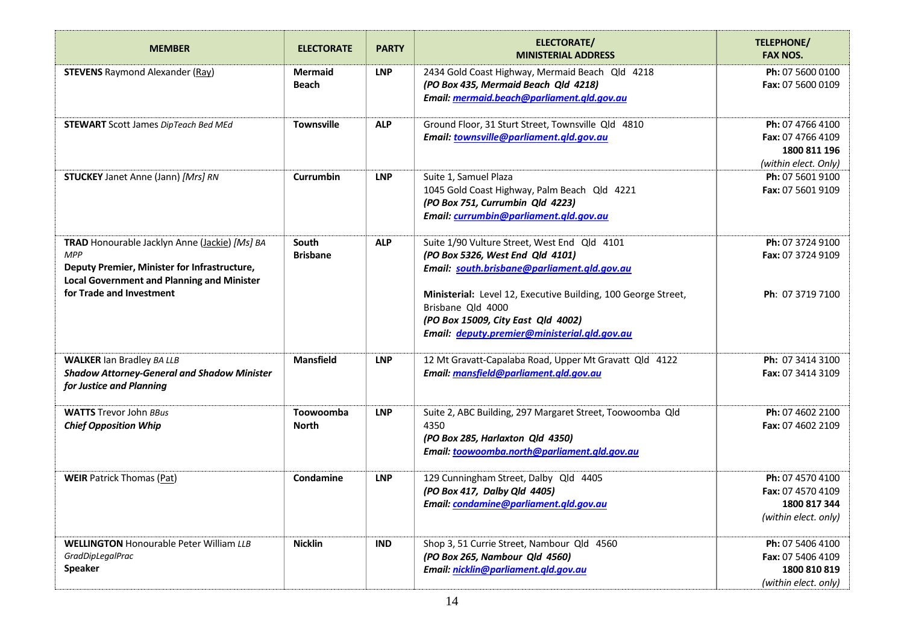| MEMBER | ELECTORATE | PARTY | ELECTORATE/ MINISTERIAL ADDRESS | TELEPHONE/ FAX NOS. |
|---|---|---|---|---|
| **STEVENS** Raymond Alexander (Ray) | **Mermaid Beach** | **LNP** | 2434 Gold Coast Highway, Mermaid Beach Qld 4218<br>***(PO Box 435, Mermaid Beach Qld 4218)***<br>***Email: mermaid.beach@parliament.qld.gov.au*** | **Ph:** 07 5600 0100<br>**Fax:** 07 5600 0109 |
| **STEWART** Scott James *DipTeach Bed MEd* | **Townsville** | **ALP** | Ground Floor, 31 Sturt Street, Townsville Qld 4810<br>***Email: townsville@parliament.qld.gov.au*** | **Ph:** 07 4766 4100<br>**Fax:** 07 4766 4109<br>**1800 811 196**<br>*(within elect. Only)* |
| **STUCKEY** Janet Anne (Jann) *[Mrs] RN* | **Currumbin** | **LNP** | Suite 1, Samuel Plaza<br>1045 Gold Coast Highway, Palm Beach Qld 4221<br>***(PO Box 751, Currumbin Qld 4223)***<br>***Email: currumbin@parliament.qld.gov.au*** | **Ph:** 07 5601 9100<br>**Fax:** 07 5601 9109 |
| **TRAD** Honourable Jacklyn Anne (Jackie) *[Ms] BA MPP*<br>**Deputy Premier, Minister for Infrastructure, Local Government and Planning and Minister for Trade and Investment** | **South Brisbane** | **ALP** | Suite 1/90 Vulture Street, West End Qld 4101<br>***(PO Box 5326, West End Qld 4101)***<br>***Email: south.brisbane@parliament.qld.gov.au***<br><br>**Ministerial:** Level 12, Executive Building, 100 George Street, Brisbane Qld 4000<br>***(PO Box 15009, City East Qld 4002)***<br>***Email: deputy.premier@ministerial.qld.gov.au*** | **Ph:** 07 3724 9100<br>**Fax:** 07 3724 9109<br><br>**Ph**: 07 3719 7100 |
| **WALKER** Ian Bradley *BA LLB*<br>***Shadow Attorney-General and Shadow Minister for Justice and Planning*** | **Mansfield** | **LNP** | 12 Mt Gravatt-Capalaba Road, Upper Mt Gravatt Qld 4122<br>***Email: mansfield@parliament.qld.gov.au*** | **Ph:** 07 3414 3100<br>**Fax:** 07 3414 3109 |
| **WATTS** Trevor John *BBus*<br>***Chief Opposition Whip*** | **Toowoomba North** | **LNP** | Suite 2, ABC Building, 297 Margaret Street, Toowoomba Qld 4350<br>***(PO Box 285, Harlaxton Qld 4350)***<br>***Email: toowoomba.north@parliament.qld.gov.au*** | **Ph:** 07 4602 2100<br>**Fax:** 07 4602 2109 |
| **WEIR** Patrick Thomas (Pat) | **Condamine** | **LNP** | 129 Cunningham Street, Dalby Qld 4405<br>***(PO Box 417, Dalby Qld 4405)***<br>***Email: condamine@parliament.qld.gov.au*** | **Ph:** 07 4570 4100<br>**Fax:** 07 4570 4109<br>**1800 817 344**<br>*(within elect. only)* |
| **WELLINGTON** Honourable Peter William *LLB GradDipLegalPrac*<br>**Speaker** | **Nicklin** | **IND** | Shop 3, 51 Currie Street, Nambour Qld 4560<br>***(PO Box 265, Nambour Qld 4560)***<br>***Email: nicklin@parliament.qld.gov.au*** | **Ph:** 07 5406 4100<br>**Fax:** 07 5406 4109<br>**1800 810 819**<br>*(within elect. only)* |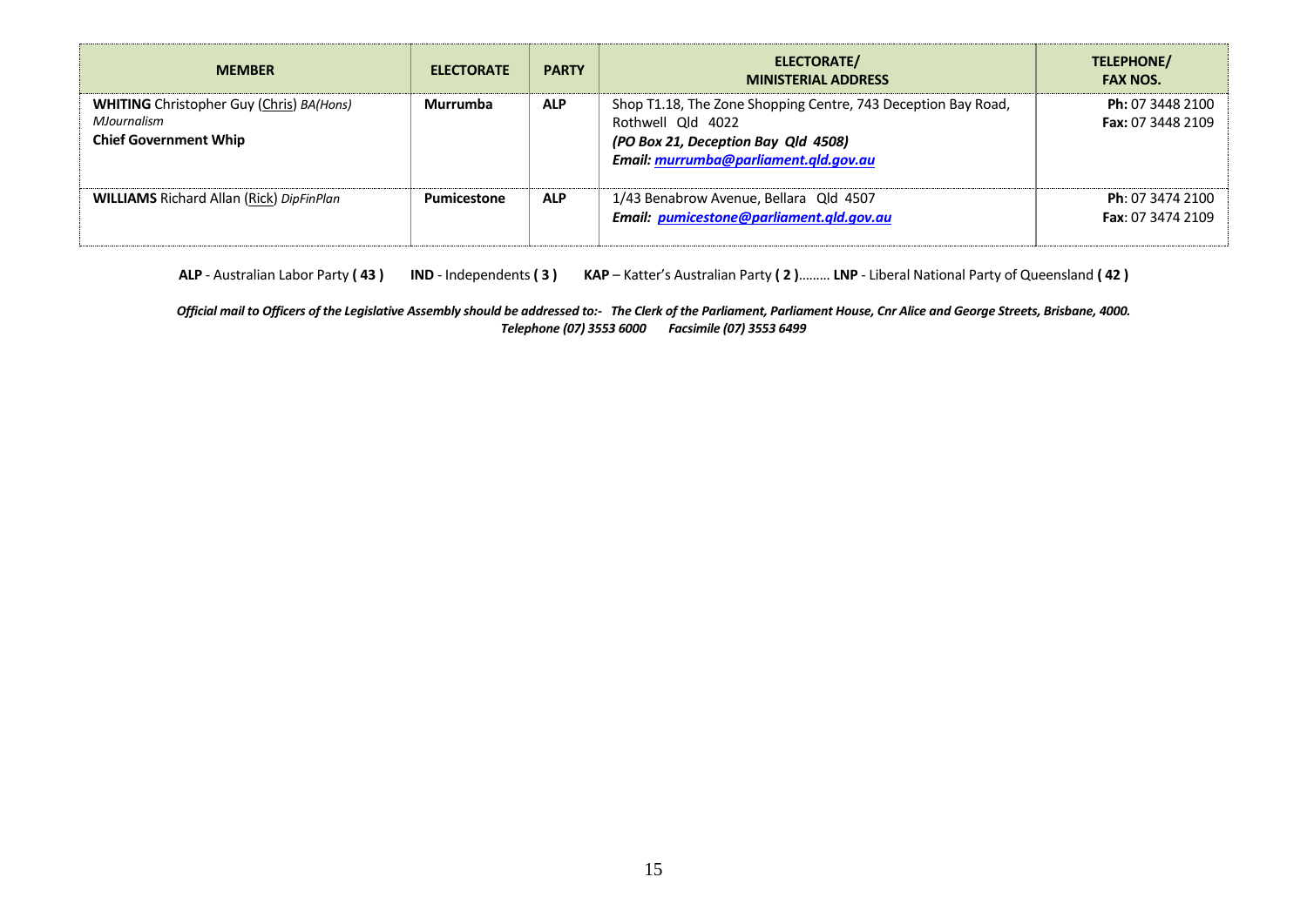| MEMBER | ELECTORATE | PARTY | ELECTORATE/ MINISTERIAL ADDRESS | TELEPHONE/ FAX NOS. |
|---|---|---|---|---|
| **WHITING** Christopher Guy (Chris) *BA(Hons) MJournalism*<br>**Chief Government Whip** | **Murrumba** | **ALP** | Shop T1.18, The Zone Shopping Centre, 743 Deception Bay Road, Rothwell Qld 4022<br>***(PO Box 21, Deception Bay Qld 4508)***<br>***Email: murrumba@parliament.qld.gov.au*** | **Ph:** 07 3448 2100<br>**Fax:** 07 3448 2109 |
| **WILLIAMS** Richard Allan (Rick) *DipFinPlan* | **Pumicestone** | **ALP** | 1/43 Benabrow Avenue, Bellara Qld 4507<br>***Email: pumicestone@parliament.qld.gov.au*** | **Ph**: 07 3474 2100<br>**Fax**: 07 3474 2109 |

**ALP** - Australian Labor Party **( 43 )** **IND** - Independents **( 3 )** **KAP** – Katter's Australian Party **( 2 )**……… **LNP** - Liberal National Party of Queensland **( 42 )**

***Official mail to Officers of the Legislative Assembly should be addressed to:- The Clerk of the Parliament, Parliament House, Cnr Alice and George Streets, Brisbane, 4000.***
***Telephone (07) 3553 6000 Facsimile (07) 3553 6499***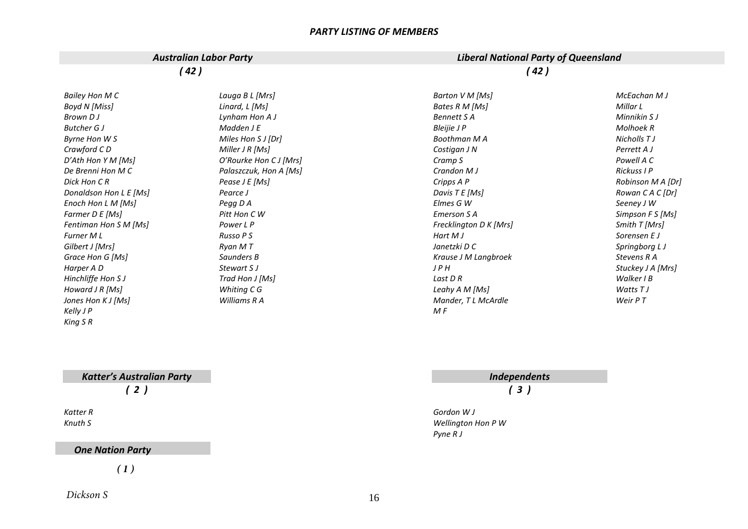*PARTY LISTING OF MEMBERS*

***Australian Labor Party***

***( 42 )***

*Bailey Hon M C*
*Boyd N [Miss]*
*Brown D J*
*Butcher G J*
*Byrne Hon W S*
*Crawford C D*
*D'Ath Hon Y M [Ms]*
*De Brenni Hon M C*
*Dick Hon C R*
*Donaldson Hon L E [Ms]*
*Enoch Hon L M [Ms]*
*Farmer D E [Ms]*
*Fentiman Hon S M [Ms]*
*Furner M L*
*Gilbert J [Mrs]*
*Grace Hon G [Ms]*
*Harper A D*
*Hinchliffe Hon S J*
*Howard J R [Ms]*
*Jones Hon K J [Ms]*
*Kelly J P*
*King S R*
*Lauga B L [Mrs]*
*Linard, L [Ms]*
*Lynham Hon A J*
*Madden J E*
*Miles Hon S J [Dr]*
*Miller J R [Ms]*
*O'Rourke Hon C J [Mrs]*
*Palaszczuk, Hon A [Ms]*
*Pease J E [Ms]*
*Pearce J*
*Pegg D A*
*Pitt Hon C W*
*Power L P*
*Russo P S*
*Ryan M T*
*Saunders B*
*Stewart S J*
*Trad Hon J [Ms]*
*Whiting C G*
*Williams R A*

***Liberal National Party of Queensland***

***( 42 )***

*Barton V M [Ms]*
*Bates R M [Ms]*
*Bennett S A*
*Bleijie J P*
*Boothman M A*
*Costigan J N*
*Cramp S*
*Crandon M J*
*Cripps A P*
*Davis T E [Ms]*
*Elmes G W*
*Emerson S A*
*Frecklington D K [Mrs]*
*Hart M J*
*Janetzki D C*
*Krause J M Langbroek J P H*
*Last D R*
*Leahy A M [Ms]*
*Mander, T L McArdle M F*
*McEachan M J*
*Millar L*
*Minnikin S J*
*Molhoek R*
*Nicholls T J*
*Perrett A J*
*Powell A C*
*Rickuss I P*
*Robinson M A [Dr]*
*Rowan C A C [Dr]*
*Seeney J W*
*Simpson F S [Ms]*
*Smith T [Mrs]*
*Sorensen E J*
*Springborg L J*
*Stevens R A*
*Stuckey J A [Mrs]*
*Walker I B*
*Watts T J*
*Weir P T*

***Katter's Australian Party***

***( 2 )***

*Katter R*
*Knuth S*

***One Nation Party***

***( 1 )***

*Dickson S*

***Independents***

***( 3 )***

*Gordon W J*
*Wellington Hon P W*
*Pyne R J*